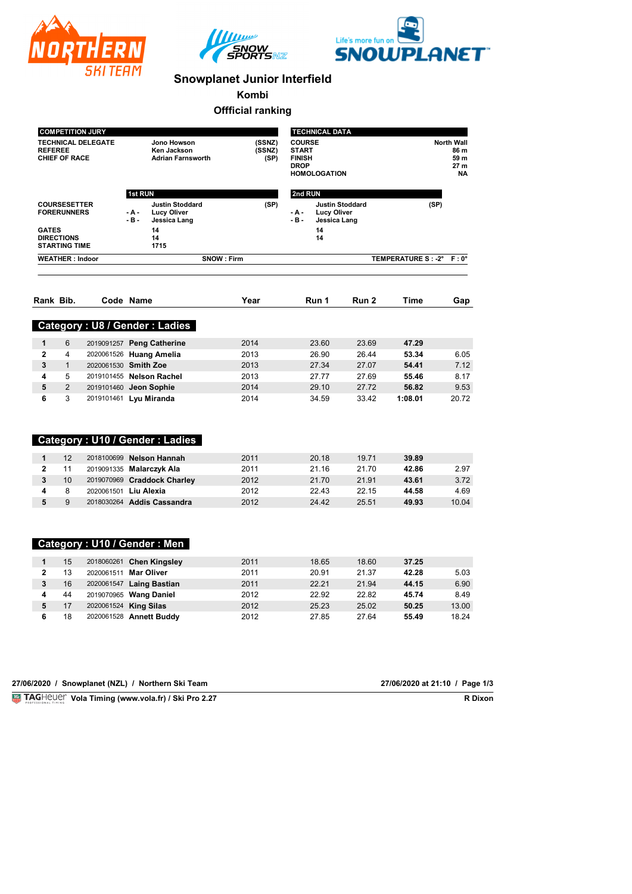# Snowplanet Junior Interfield

## Kombi

## Offficial ranking

| COMPETITION JURY | | |
|---|---|---|
| TECHNICAL DELEGATE | Jono Howson | (SSNZ) |
| REFEREE | Ken Jackson | (SSNZ) |
| CHIEF OF RACE | Adrian Farnsworth | (SP) |

| TECHNICAL DATA | |
|---|---|
| COURSE | North Wall |
| START | 86 m |
| FINISH | 59 m |
| DROP | 27 m |
| HOMOLOGATION | NA |

| | 1st RUN | | | 2nd RUN | |
|---|---|---|---|---|---|
| COURSESETTER | | Justin Stoddard (SP) | | | Justin Stoddard (SP) |
| FORERUNNERS | - A - | Lucy Oliver | | - A - | Lucy Oliver |
| | - B - | Jessica Lang | | - B - | Jessica Lang |
| GATES | | 14 | | | 14 |
| DIRECTIONS | | 14 | | | 14 |
| STARTING TIME | | 1715 | | | |

WEATHER : Indoor — SNOW : Firm — TEMPERATURE S : -2° F : 0°

| Rank | Bib. | Code | Name | Year | Run 1 | Run 2 | Time | Gap |
|---|---|---|---|---|---|---|---|---|
| **Category : U8 / Gender : Ladies** | | | | | | | | |
| 1 | 6 | 2019091257 | **Peng Catherine** | 2014 | 23.60 | 23.69 | **47.29** | |
| 2 | 4 | 2020061526 | **Huang Amelia** | 2013 | 26.90 | 26.44 | **53.34** | 6.05 |
| 3 | 1 | 2020061530 | **Smith Zoe** | 2013 | 27.34 | 27.07 | **54.41** | 7.12 |
| 4 | 5 | 2019101455 | **Nelson Rachel** | 2013 | 27.77 | 27.69 | **55.46** | 8.17 |
| 5 | 2 | 2019101460 | **Jeon Sophie** | 2014 | 29.10 | 27.72 | **56.82** | 9.53 |
| 6 | 3 | 2019101461 | **Lyu Miranda** | 2014 | 34.59 | 33.42 | **1:08.01** | 20.72 |
| **Category : U10 / Gender : Ladies** | | | | | | | | |
| 1 | 12 | 2018100699 | **Nelson Hannah** | 2011 | 20.18 | 19.71 | **39.89** | |
| 2 | 11 | 2019091335 | **Malarczyk Ala** | 2011 | 21.16 | 21.70 | **42.86** | 2.97 |
| 3 | 10 | 2019070969 | **Craddock Charley** | 2012 | 21.70 | 21.91 | **43.61** | 3.72 |
| 4 | 8 | 2020061501 | **Liu Alexia** | 2012 | 22.43 | 22.15 | **44.58** | 4.69 |
| 5 | 9 | 2018030264 | **Addis Cassandra** | 2012 | 24.42 | 25.51 | **49.93** | 10.04 |
| **Category : U10 / Gender : Men** | | | | | | | | |
| 1 | 15 | 2018060261 | **Chen Kingsley** | 2011 | 18.65 | 18.60 | **37.25** | |
| 2 | 13 | 2020061511 | **Mar Oliver** | 2011 | 20.91 | 21.37 | **42.28** | 5.03 |
| 3 | 16 | 2020061547 | **Laing Bastian** | 2011 | 22.21 | 21.94 | **44.15** | 6.90 |
| 4 | 44 | 2019070965 | **Wang Daniel** | 2012 | 22.92 | 22.82 | **45.74** | 8.49 |
| 5 | 17 | 2020061524 | **King Silas** | 2012 | 25.23 | 25.02 | **50.25** | 13.00 |
| 6 | 18 | 2020061528 | **Annett Buddy** | 2012 | 27.85 | 27.64 | **55.49** | 18.24 |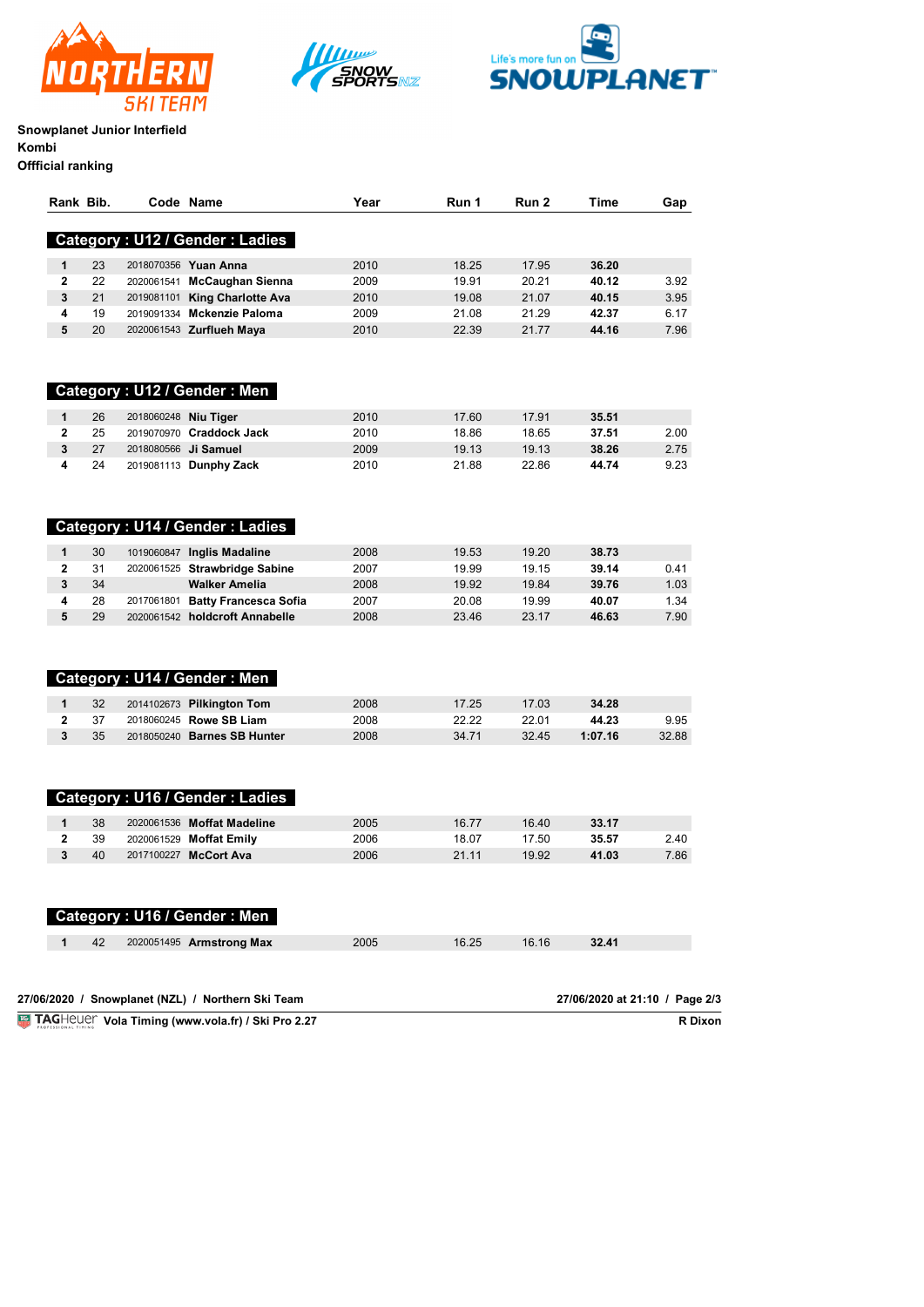**Snowplanet Junior Interfield**
**Kombi**
**Offficial ranking**

| Rank | Bib. | Code | Name | Year | Run 1 | Run 2 | Time | Gap |
|---|---|---|---|---|---|---|---|---|
| **Category : U12 / Gender : Ladies** | | | | | | | | |
| 1 | 23 | 2018070356 | **Yuan Anna** | 2010 | 18.25 | 17.95 | **36.20** | |
| 2 | 22 | 2020061541 | **McCaughan Sienna** | 2009 | 19.91 | 20.21 | **40.12** | 3.92 |
| 3 | 21 | 2019081101 | **King Charlotte Ava** | 2010 | 19.08 | 21.07 | **40.15** | 3.95 |
| 4 | 19 | 2019091334 | **Mckenzie Paloma** | 2009 | 21.08 | 21.29 | **42.37** | 6.17 |
| 5 | 20 | 2020061543 | **Zurflueh Maya** | 2010 | 22.39 | 21.77 | **44.16** | 7.96 |
| **Category : U12 / Gender : Men** | | | | | | | | |
| 1 | 26 | 2018060248 | **Niu Tiger** | 2010 | 17.60 | 17.91 | **35.51** | |
| 2 | 25 | 2019070970 | **Craddock Jack** | 2010 | 18.86 | 18.65 | **37.51** | 2.00 |
| 3 | 27 | 2018080566 | **Ji Samuel** | 2009 | 19.13 | 19.13 | **38.26** | 2.75 |
| 4 | 24 | 2019081113 | **Dunphy Zack** | 2010 | 21.88 | 22.86 | **44.74** | 9.23 |
| **Category : U14 / Gender : Ladies** | | | | | | | | |
| 1 | 30 | 1019060847 | **Inglis Madaline** | 2008 | 19.53 | 19.20 | **38.73** | |
| 2 | 31 | 2020061525 | **Strawbridge Sabine** | 2007 | 19.99 | 19.15 | **39.14** | 0.41 |
| 3 | 34 | | **Walker Amelia** | 2008 | 19.92 | 19.84 | **39.76** | 1.03 |
| 4 | 28 | 2017061801 | **Batty Francesca Sofia** | 2007 | 20.08 | 19.99 | **40.07** | 1.34 |
| 5 | 29 | 2020061542 | **holdcroft Annabelle** | 2008 | 23.46 | 23.17 | **46.63** | 7.90 |
| **Category : U14 / Gender : Men** | | | | | | | | |
| 1 | 32 | 2014102673 | **Pilkington Tom** | 2008 | 17.25 | 17.03 | **34.28** | |
| 2 | 37 | 2018060245 | **Rowe SB Liam** | 2008 | 22.22 | 22.01 | **44.23** | 9.95 |
| 3 | 35 | 2018050240 | **Barnes SB Hunter** | 2008 | 34.71 | 32.45 | **1:07.16** | 32.88 |
| **Category : U16 / Gender : Ladies** | | | | | | | | |
| 1 | 38 | 2020061536 | **Moffat Madeline** | 2005 | 16.77 | 16.40 | **33.17** | |
| 2 | 39 | 2020061529 | **Moffat Emily** | 2006 | 18.07 | 17.50 | **35.57** | 2.40 |
| 3 | 40 | 2017100227 | **McCort Ava** | 2006 | 21.11 | 19.92 | **41.03** | 7.86 |
| **Category : U16 / Gender : Men** | | | | | | | | |
| 1 | 42 | 2020051495 | **Armstrong Max** | 2005 | 16.25 | 16.16 | **32.41** | |

**27/06/2020 / Snowplanet (NZL) / Northern Ski Team** **27/06/2020 at 21:10**

**Vola Timing (www.vola.fr) / Ski Pro 2.27** **R Dixon**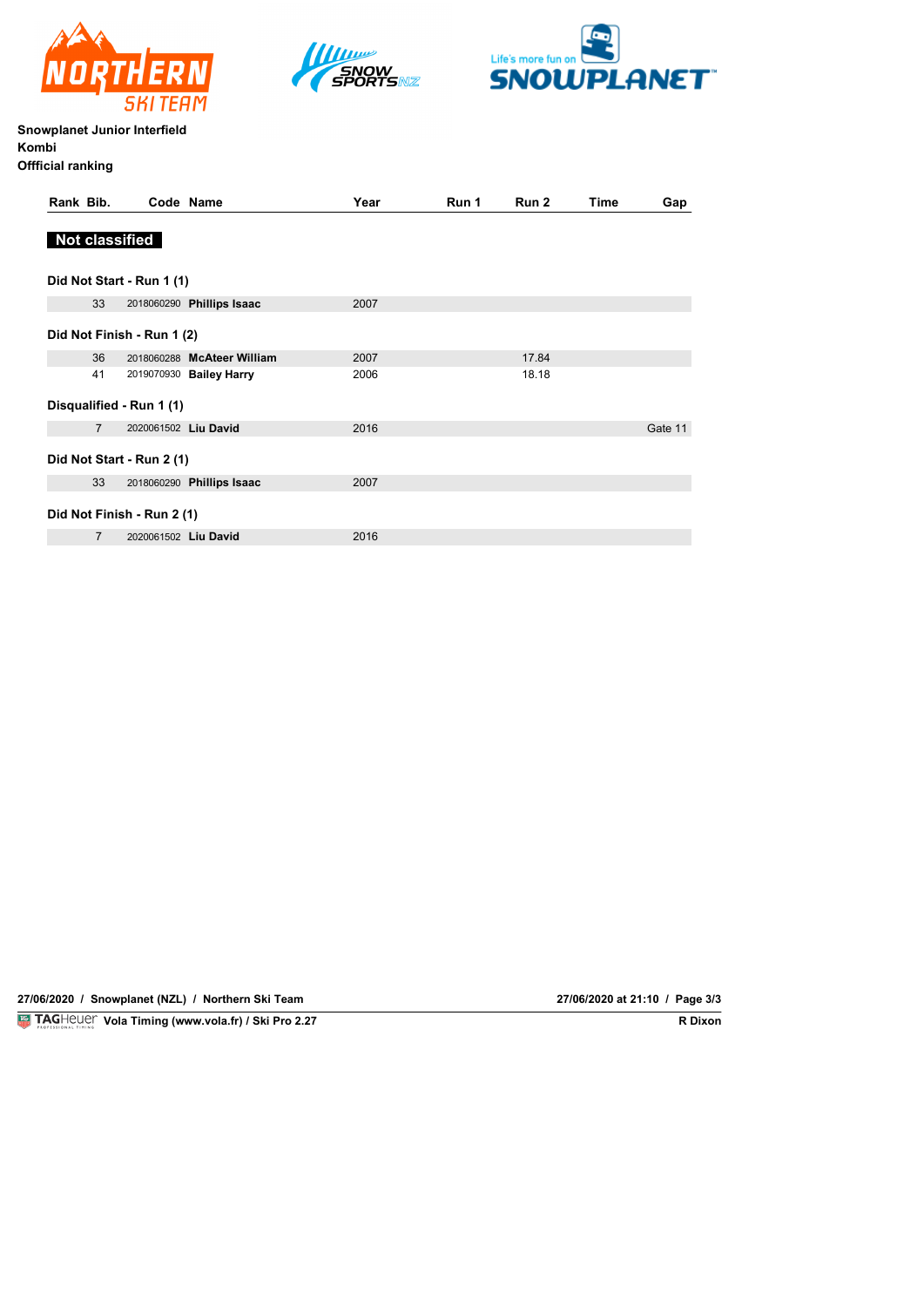**Snowplanet Junior Interfield**
**Kombi**
**Offficial ranking**

| Rank | Bib. | Code | Name | Year | Run 1 | Run 2 | Time | Gap |
|---|---|---|---|---|---|---|---|---|

**Not classified**

**Did Not Start - Run 1 (1)**

| Rank | Bib. | Code | Name | Year | Run 1 | Run 2 | Time | Gap |
|---|---|---|---|---|---|---|---|---|
| | 33 | 2018060290 | **Phillips Isaac** | 2007 | | | | |

**Did Not Finish - Run 1 (2)**

| Rank | Bib. | Code | Name | Year | Run 1 | Run 2 | Time | Gap |
|---|---|---|---|---|---|---|---|---|
| | 36 | 2018060288 | **McAteer William** | 2007 | | 17.84 | | |
| | 41 | 2019070930 | **Bailey Harry** | 2006 | | 18.18 | | |

**Disqualified - Run 1 (1)**

| Rank | Bib. | Code | Name | Year | Run 1 | Run 2 | Time | Gap |
|---|---|---|---|---|---|---|---|---|
| | 7 | 2020061502 | **Liu David** | 2016 | | | | Gate 11 |

**Did Not Start - Run 2 (1)**

| Rank | Bib. | Code | Name | Year | Run 1 | Run 2 | Time | Gap |
|---|---|---|---|---|---|---|---|---|
| | 33 | 2018060290 | **Phillips Isaac** | 2007 | | | | |

**Did Not Finish - Run 2 (1)**

| Rank | Bib. | Code | Name | Year | Run 1 | Run 2 | Time | Gap |
|---|---|---|---|---|---|---|---|---|
| | 7 | 2020061502 | **Liu David** | 2016 | | | | |

27/06/2020 / Snowplanet (NZL) / Northern Ski Team — 27/06/2020 at 21:10

Vola Timing (www.vola.fr) / Ski Pro 2.27 — R Dixon